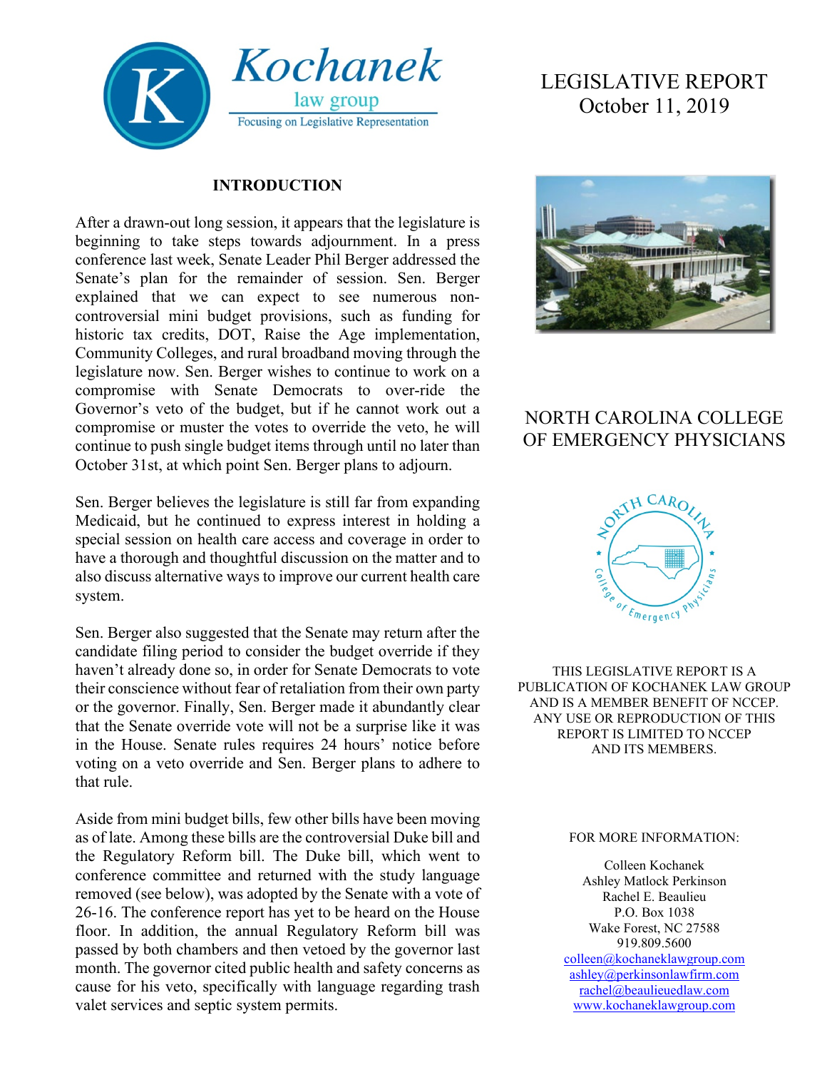Kochanek law group
Focusing on Legislative Representation

# LEGISLATIVE REPORT
October 11, 2019

## NORTH CAROLINA COLLEGE OF EMERGENCY PHYSICIANS

THIS LEGISLATIVE REPORT IS A PUBLICATION OF KOCHANEK LAW GROUP AND IS A MEMBER BENEFIT OF NCCEP. ANY USE OR REPRODUCTION OF THIS REPORT IS LIMITED TO NCCEP AND ITS MEMBERS.

FOR MORE INFORMATION:

Colleen Kochanek
Ashley Matlock Perkinson
Rachel E. Beaulieu
P.O. Box 1038
Wake Forest, NC 27588
919.809.5600
colleen@kochaneklawgroup.com
ashley@perkinsonlawfirm.com
rachel@beaulieuedlaw.com
www.kochaneklawgroup.com

## INTRODUCTION

After a drawn-out long session, it appears that the legislature is beginning to take steps towards adjournment. In a press conference last week, Senate Leader Phil Berger addressed the Senate's plan for the remainder of session. Sen. Berger explained that we can expect to see numerous non-controversial mini budget provisions, such as funding for historic tax credits, DOT, Raise the Age implementation, Community Colleges, and rural broadband moving through the legislature now. Sen. Berger wishes to continue to work on a compromise with Senate Democrats to over-ride the Governor's veto of the budget, but if he cannot work out a compromise or muster the votes to override the veto, he will continue to push single budget items through until no later than October 31st, at which point Sen. Berger plans to adjourn.

Sen. Berger believes the legislature is still far from expanding Medicaid, but he continued to express interest in holding a special session on health care access and coverage in order to have a thorough and thoughtful discussion on the matter and to also discuss alternative ways to improve our current health care system.

Sen. Berger also suggested that the Senate may return after the candidate filing period to consider the budget override if they haven't already done so, in order for Senate Democrats to vote their conscience without fear of retaliation from their own party or the governor. Finally, Sen. Berger made it abundantly clear that the Senate override vote will not be a surprise like it was in the House. Senate rules requires 24 hours' notice before voting on a veto override and Sen. Berger plans to adhere to that rule.

Aside from mini budget bills, few other bills have been moving as of late. Among these bills are the controversial Duke bill and the Regulatory Reform bill. The Duke bill, which went to conference committee and returned with the study language removed (see below), was adopted by the Senate with a vote of 26-16. The conference report has yet to be heard on the House floor. In addition, the annual Regulatory Reform bill was passed by both chambers and then vetoed by the governor last month. The governor cited public health and safety concerns as cause for his veto, specifically with language regarding trash valet services and septic system permits.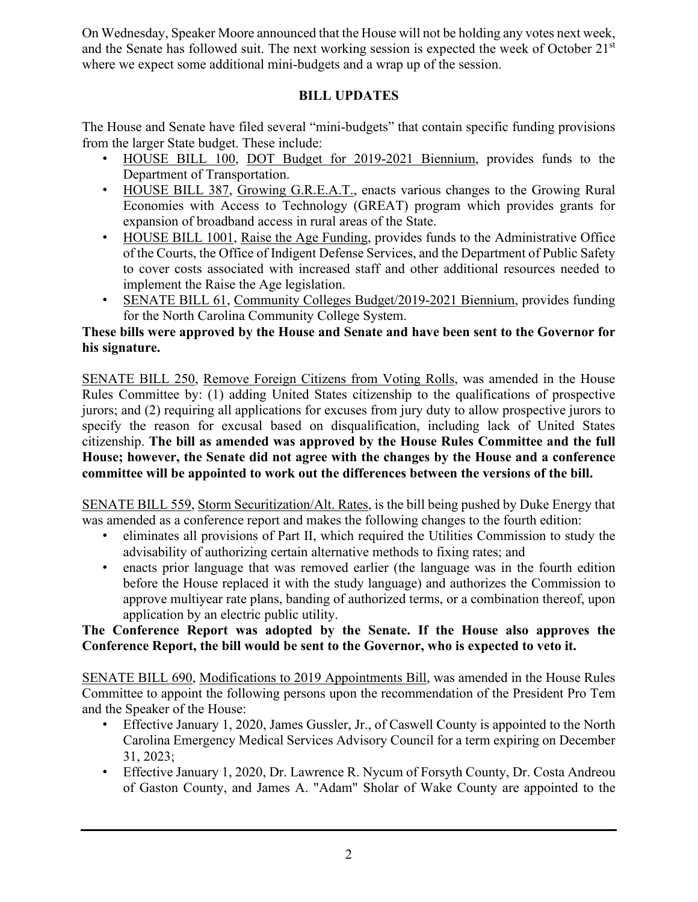On Wednesday, Speaker Moore announced that the House will not be holding any votes next week, and the Senate has followed suit. The next working session is expected the week of October 21st where we expect some additional mini-budgets and a wrap up of the session.

## BILL UPDATES

The House and Senate have filed several "mini-budgets" that contain specific funding provisions from the larger State budget. These include:

- HOUSE BILL 100, DOT Budget for 2019-2021 Biennium, provides funds to the Department of Transportation.
- HOUSE BILL 387, Growing G.R.E.A.T., enacts various changes to the Growing Rural Economies with Access to Technology (GREAT) program which provides grants for expansion of broadband access in rural areas of the State.
- HOUSE BILL 1001, Raise the Age Funding, provides funds to the Administrative Office of the Courts, the Office of Indigent Defense Services, and the Department of Public Safety to cover costs associated with increased staff and other additional resources needed to implement the Raise the Age legislation.
- SENATE BILL 61, Community Colleges Budget/2019-2021 Biennium, provides funding for the North Carolina Community College System.

**These bills were approved by the House and Senate and have been sent to the Governor for his signature.**

SENATE BILL 250, Remove Foreign Citizens from Voting Rolls, was amended in the House Rules Committee by: (1) adding United States citizenship to the qualifications of prospective jurors; and (2) requiring all applications for excuses from jury duty to allow prospective jurors to specify the reason for excusal based on disqualification, including lack of United States citizenship. **The bill as amended was approved by the House Rules Committee and the full House; however, the Senate did not agree with the changes by the House and a conference committee will be appointed to work out the differences between the versions of the bill.**

SENATE BILL 559, Storm Securitization/Alt. Rates, is the bill being pushed by Duke Energy that was amended as a conference report and makes the following changes to the fourth edition:

- eliminates all provisions of Part II, which required the Utilities Commission to study the advisability of authorizing certain alternative methods to fixing rates; and
- enacts prior language that was removed earlier (the language was in the fourth edition before the House replaced it with the study language) and authorizes the Commission to approve multiyear rate plans, banding of authorized terms, or a combination thereof, upon application by an electric public utility.

**The Conference Report was adopted by the Senate. If the House also approves the Conference Report, the bill would be sent to the Governor, who is expected to veto it.**

SENATE BILL 690, Modifications to 2019 Appointments Bill, was amended in the House Rules Committee to appoint the following persons upon the recommendation of the President Pro Tem and the Speaker of the House:

- Effective January 1, 2020, James Gussler, Jr., of Caswell County is appointed to the North Carolina Emergency Medical Services Advisory Council for a term expiring on December 31, 2023;
- Effective January 1, 2020, Dr. Lawrence R. Nycum of Forsyth County, Dr. Costa Andreou of Gaston County, and James A. "Adam" Sholar of Wake County are appointed to the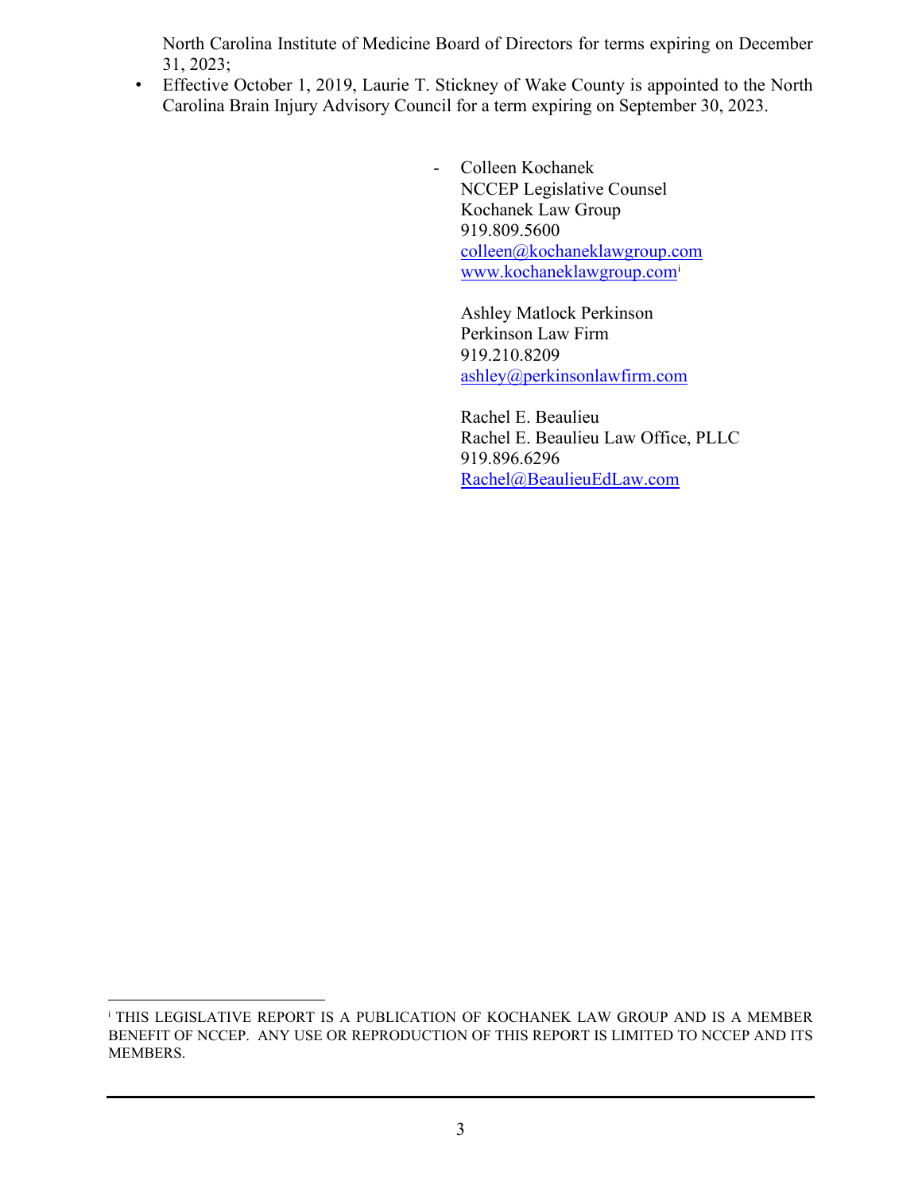North Carolina Institute of Medicine Board of Directors for terms expiring on December 31, 2023;

- Effective October 1, 2019, Laurie T. Stickney of Wake County is appointed to the North Carolina Brain Injury Advisory Council for a term expiring on September 30, 2023.

- Colleen Kochanek
NCCEP Legislative Counsel
Kochanek Law Group
919.809.5600
colleen@kochaneklawgroup.com
www.kochaneklawgroup.com[i]

Ashley Matlock Perkinson
Perkinson Law Firm
919.210.8209
ashley@perkinsonlawfirm.com

Rachel E. Beaulieu
Rachel E. Beaulieu Law Office, PLLC
919.896.6296
Rachel@BeaulieuEdLaw.com

[i] THIS LEGISLATIVE REPORT IS A PUBLICATION OF KOCHANEK LAW GROUP AND IS A MEMBER BENEFIT OF NCCEP. ANY USE OR REPRODUCTION OF THIS REPORT IS LIMITED TO NCCEP AND ITS MEMBERS.